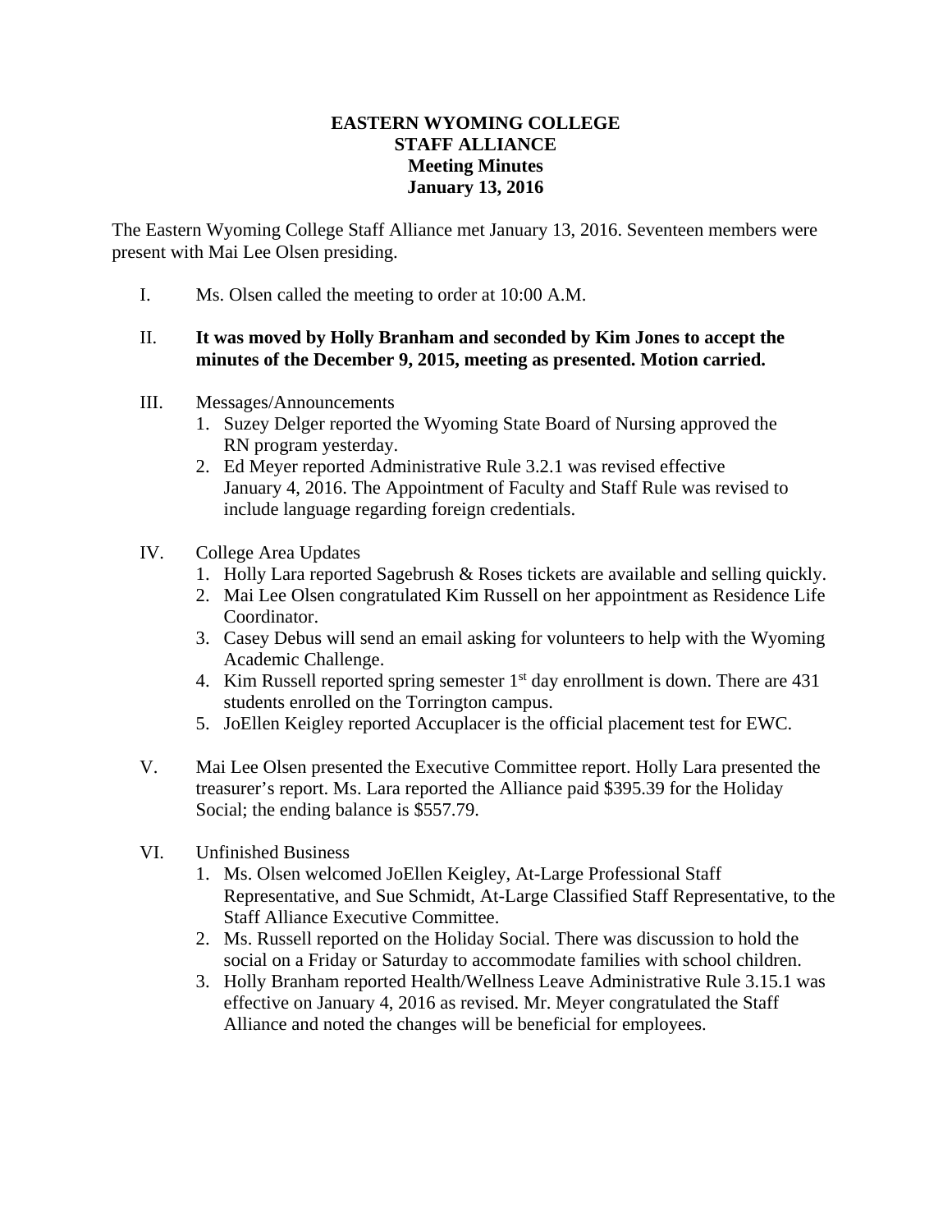# EASTERN WYOMING COLLEGE
## STAFF ALLIANCE
### Meeting Minutes
### January 13, 2016

The Eastern Wyoming College Staff Alliance met January 13, 2016. Seventeen members were present with Mai Lee Olsen presiding.

I. Ms. Olsen called the meeting to order at 10:00 A.M.

II. **It was moved by Holly Branham and seconded by Kim Jones to accept the minutes of the December 9, 2015, meeting as presented. Motion carried.**

III. Messages/Announcements
   1. Suzey Delger reported the Wyoming State Board of Nursing approved the RN program yesterday.
   2. Ed Meyer reported Administrative Rule 3.2.1 was revised effective January 4, 2016. The Appointment of Faculty and Staff Rule was revised to include language regarding foreign credentials.

IV. College Area Updates
   1. Holly Lara reported Sagebrush & Roses tickets are available and selling quickly.
   2. Mai Lee Olsen congratulated Kim Russell on her appointment as Residence Life Coordinator.
   3. Casey Debus will send an email asking for volunteers to help with the Wyoming Academic Challenge.
   4. Kim Russell reported spring semester 1st day enrollment is down. There are 431 students enrolled on the Torrington campus.
   5. JoEllen Keigley reported Accuplacer is the official placement test for EWC.

V. Mai Lee Olsen presented the Executive Committee report. Holly Lara presented the treasurer's report. Ms. Lara reported the Alliance paid $395.39 for the Holiday Social; the ending balance is $557.79.

VI. Unfinished Business
   1. Ms. Olsen welcomed JoEllen Keigley, At-Large Professional Staff Representative, and Sue Schmidt, At-Large Classified Staff Representative, to the Staff Alliance Executive Committee.
   2. Ms. Russell reported on the Holiday Social. There was discussion to hold the social on a Friday or Saturday to accommodate families with school children.
   3. Holly Branham reported Health/Wellness Leave Administrative Rule 3.15.1 was effective on January 4, 2016 as revised. Mr. Meyer congratulated the Staff Alliance and noted the changes will be beneficial for employees.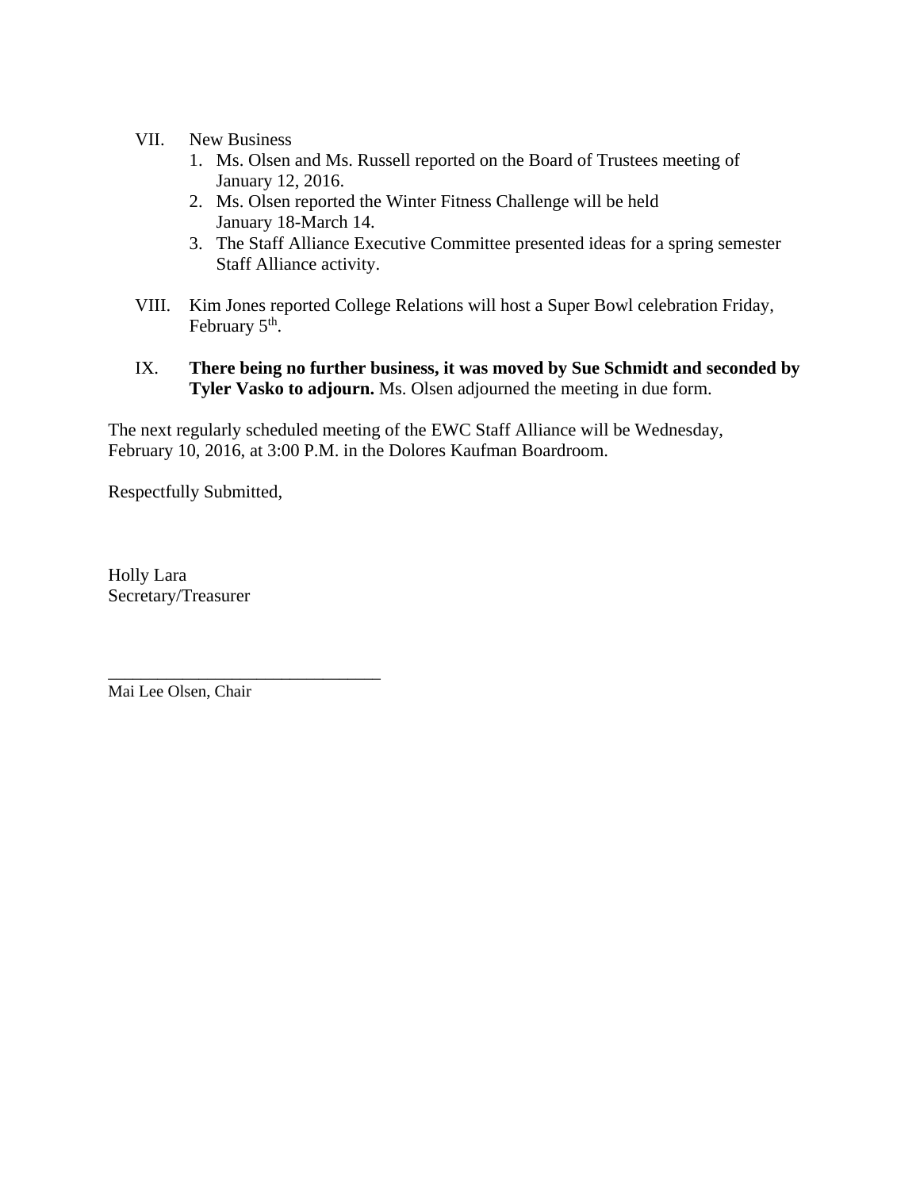VII. New Business

1. Ms. Olsen and Ms. Russell reported on the Board of Trustees meeting of January 12, 2016.
2. Ms. Olsen reported the Winter Fitness Challenge will be held January 18-March 14.
3. The Staff Alliance Executive Committee presented ideas for a spring semester Staff Alliance activity.

VIII. Kim Jones reported College Relations will host a Super Bowl celebration Friday, February 5th.

IX. **There being no further business, it was moved by Sue Schmidt and seconded by Tyler Vasko to adjourn.** Ms. Olsen adjourned the meeting in due form.

The next regularly scheduled meeting of the EWC Staff Alliance will be Wednesday, February 10, 2016, at 3:00 P.M. in the Dolores Kaufman Boardroom.

Respectfully Submitted,

Holly Lara
Secretary/Treasurer

_______________________________
Mai Lee Olsen, Chair